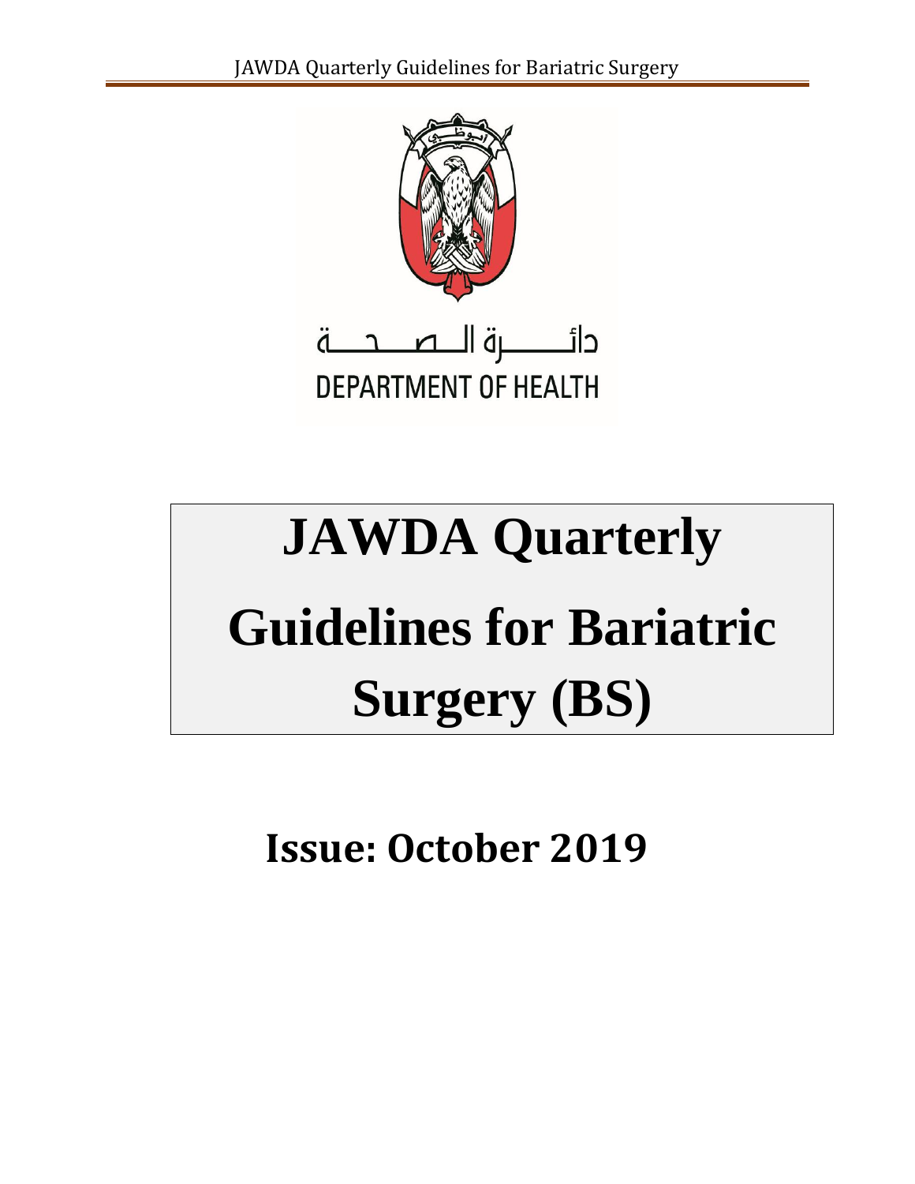دائـــــرة الـــصـــحـــة
DEPARTMENT OF HEALTH

# JAWDA Quarterly Guidelines for Bariatric Surgery (BS)

## Issue: October 2019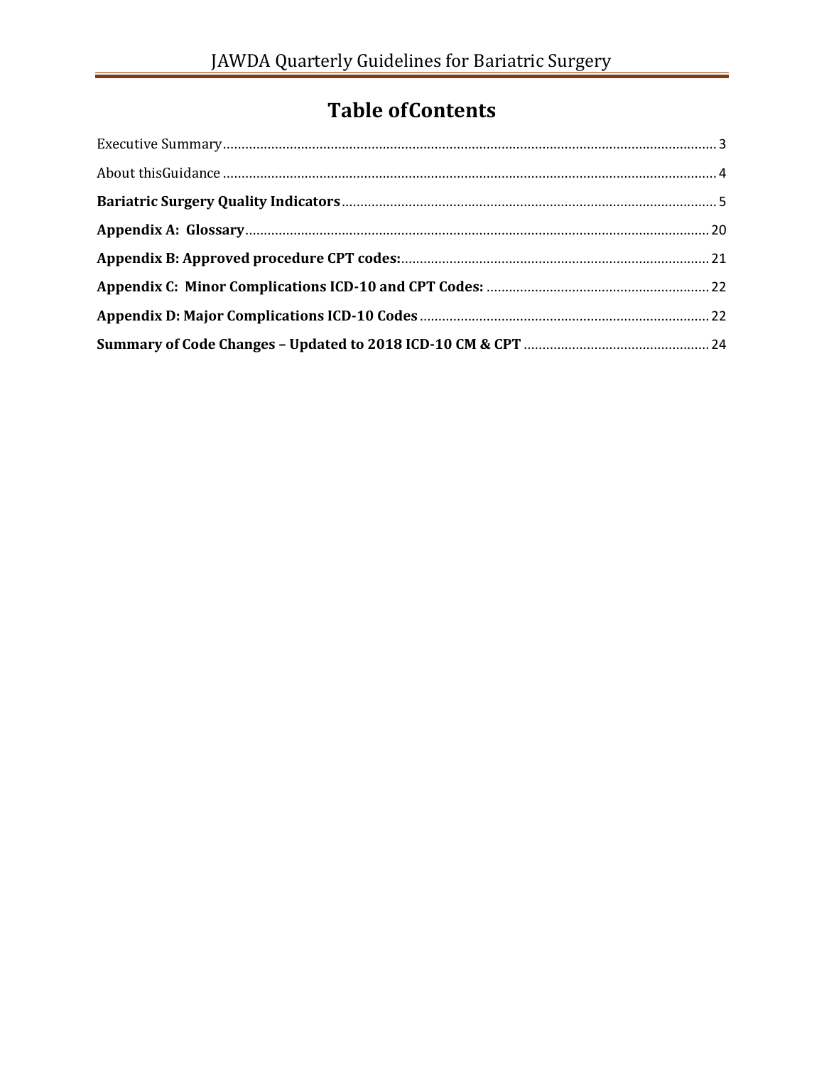# Table ofContents

Executive Summary ..... 3

About thisGuidance ..... 4

**Bariatric Surgery Quality Indicators** ..... 5

**Appendix A: Glossary** ..... 20

**Appendix B: Approved procedure CPT codes:** ..... 21

**Appendix C: Minor Complications ICD-10 and CPT Codes:** ..... 22

**Appendix D: Major Complications ICD-10 Codes** ..... 22

**Summary of Code Changes – Updated to 2018 ICD-10 CM & CPT** ..... 24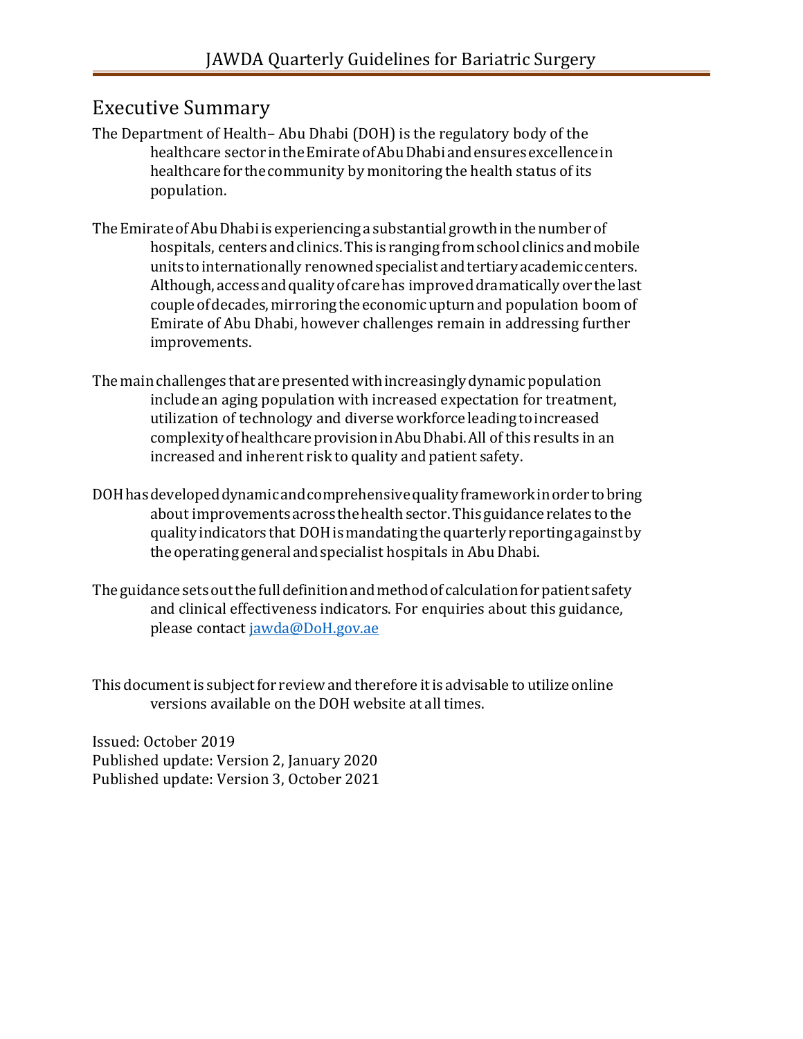# Executive Summary

The Department of Health– Abu Dhabi (DOH) is the regulatory body of the healthcare sector in the Emirate of Abu Dhabi and ensures excellence in healthcare for the community by monitoring the health status of its population.

The Emirate of Abu Dhabi is experiencing a substantial growth in the number of hospitals, centers and clinics. This is ranging from school clinics and mobile units to internationally renowned specialist and tertiary academic centers. Although, access and quality of care has improved dramatically over the last couple of decades, mirroring the economic upturn and population boom of Emirate of Abu Dhabi, however challenges remain in addressing further improvements.

The main challenges that are presented with increasingly dynamic population include an aging population with increased expectation for treatment, utilization of technology and diverse workforce leading to increased complexity of healthcare provision in Abu Dhabi. All of this results in an increased and inherent risk to quality and patient safety.

DOH has developed dynamic and comprehensive quality framework in order to bring about improvements across the health sector. This guidance relates to the quality indicators that DOH is mandating the quarterly reporting against by the operating general and specialist hospitals in Abu Dhabi.

The guidance sets out the full definition and method of calculation for patient safety and clinical effectiveness indicators. For enquiries about this guidance, please contact jawda@DoH.gov.ae

This document is subject for review and therefore it is advisable to utilize online versions available on the DOH website at all times.

Issued: October 2019
Published update: Version 2, January 2020
Published update: Version 3, October 2021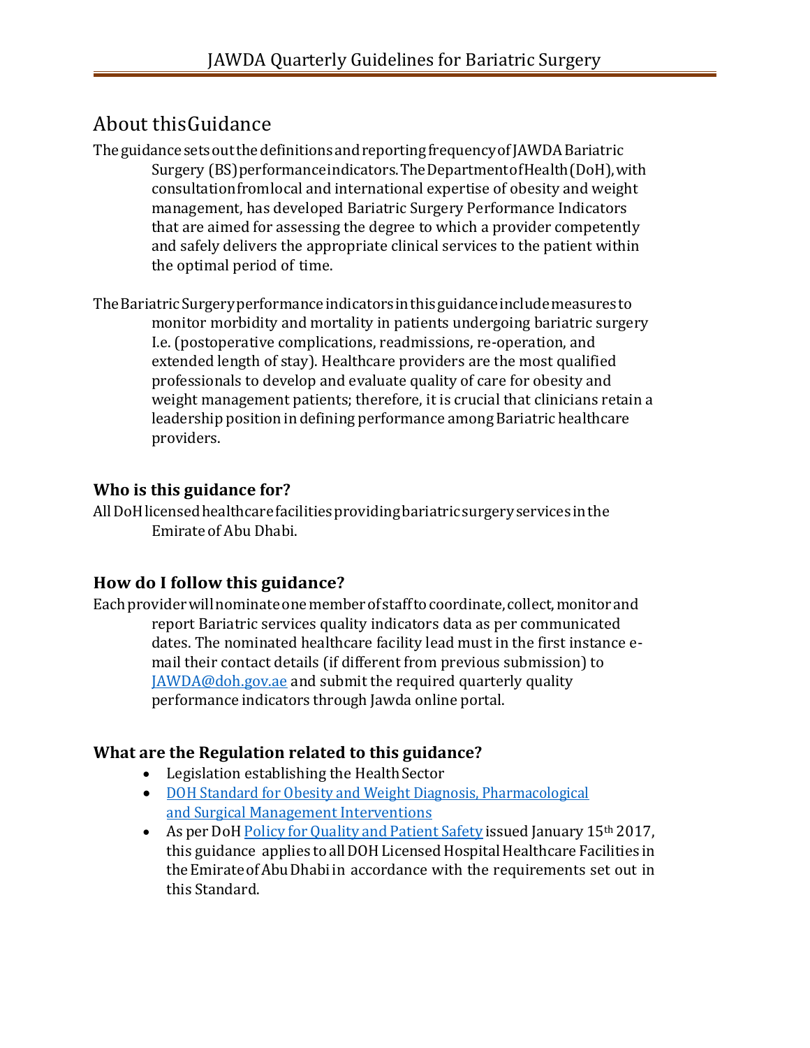# About this Guidance

The guidance sets out the definitions and reporting frequency of JAWDA Bariatric Surgery (BS) performance indicators. The Department of Health (DoH), with consultation from local and international expertise of obesity and weight management, has developed Bariatric Surgery Performance Indicators that are aimed for assessing the degree to which a provider competently and safely delivers the appropriate clinical services to the patient within the optimal period of time.

The Bariatric Surgery performance indicators in this guidance include measures to monitor morbidity and mortality in patients undergoing bariatric surgery I.e. (postoperative complications, readmissions, re-operation, and extended length of stay). Healthcare providers are the most qualified professionals to develop and evaluate quality of care for obesity and weight management patients; therefore, it is crucial that clinicians retain a leadership position in defining performance among Bariatric healthcare providers.

### Who is this guidance for?

All DoH licensed healthcare facilities providing bariatric surgery services in the Emirate of Abu Dhabi.

### How do I follow this guidance?

Each provider will nominate one member of staff to coordinate, collect, monitor and report Bariatric services quality indicators data as per communicated dates. The nominated healthcare facility lead must in the first instance e-mail their contact details (if different from previous submission) to JAWDA@doh.gov.ae and submit the required quarterly quality performance indicators through Jawda online portal.

### What are the Regulation related to this guidance?

- Legislation establishing the Health Sector
- DOH Standard for Obesity and Weight Diagnosis, Pharmacological and Surgical Management Interventions
- As per DoH Policy for Quality and Patient Safety issued January 15th 2017, this guidance applies to all DOH Licensed Hospital Healthcare Facilities in the Emirate of Abu Dhabi in accordance with the requirements set out in this Standard.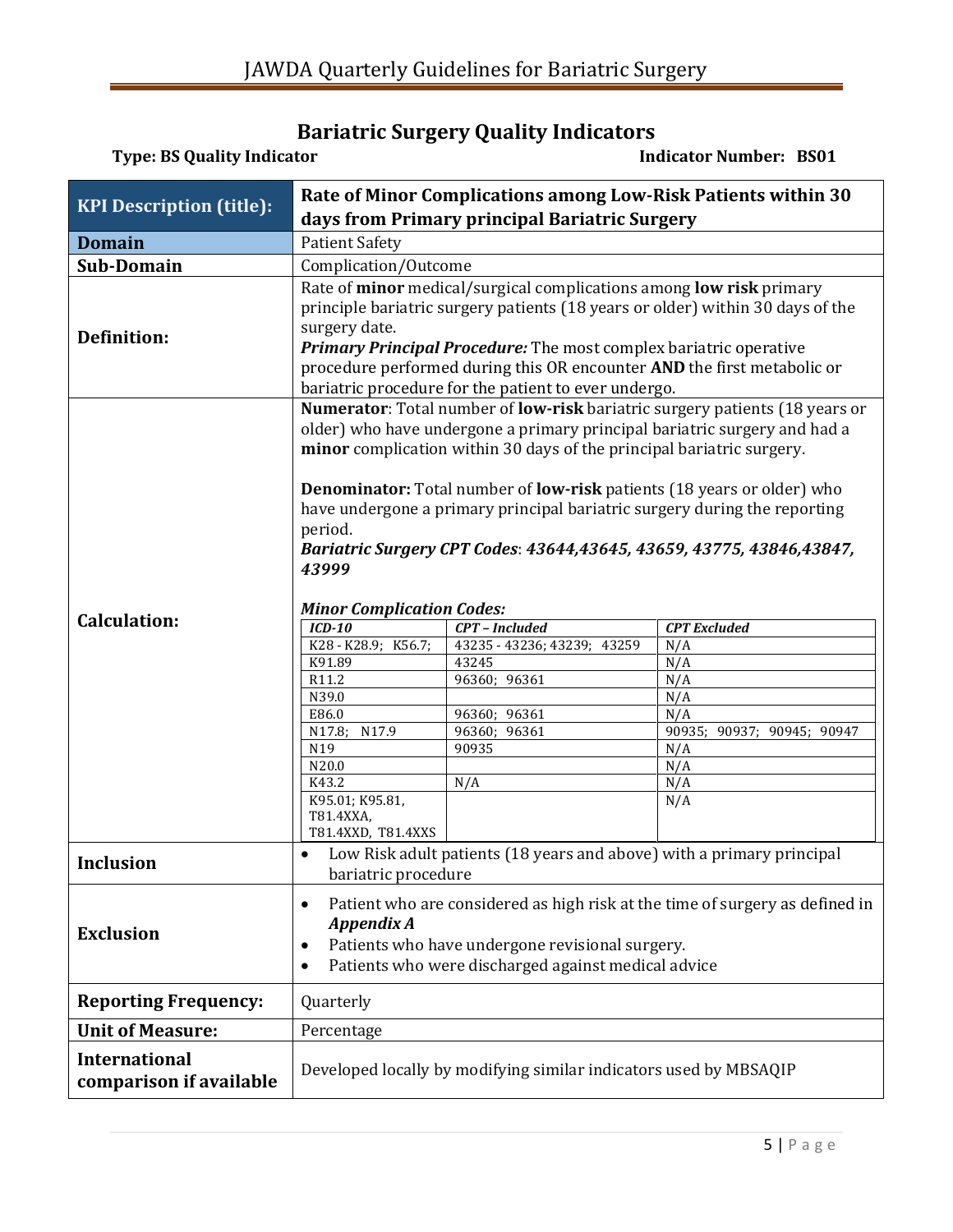## Bariatric Surgery Quality Indicators

**Type: BS Quality Indicator** **Indicator Number: BS01**

| **KPI Description (title):** | **Rate of Minor Complications among Low-Risk Patients within 30 days from Primary principal Bariatric Surgery** |
|---|---|
| **Domain** | Patient Safety |
| **Sub-Domain** | Complication/Outcome |
| **Definition:** | Rate of **minor** medical/surgical complications among **low risk** primary principle bariatric surgery patients (18 years or older) within 30 days of the surgery date.<br>***Primary Principal Procedure:*** The most complex bariatric operative procedure performed during this OR encounter **AND** the first metabolic or bariatric procedure for the patient to ever undergo. |
| **Calculation:** | **Numerator**: Total number of **low-risk** bariatric surgery patients (18 years or older) who have undergone a primary principal bariatric surgery and had a **minor** complication within 30 days of the principal bariatric surgery.<br><br>**Denominator:** Total number of **low-risk** patients (18 years or older) who have undergone a primary principal bariatric surgery during the reporting period.<br>***Bariatric Surgery CPT Codes**: 43644,43645, 43659, 43775, 43846,43847, 43999*<br><br>***Minor Complication Codes:*** (see table below) |
| **Inclusion** | • Low Risk adult patients (18 years and above) with a primary principal bariatric procedure |
| **Exclusion** | • Patient who are considered as high risk at the time of surgery as defined in ***Appendix A***<br>• Patients who have undergone revisional surgery.<br>• Patients who were discharged against medical advice |
| **Reporting Frequency:** | Quarterly |
| **Unit of Measure:** | Percentage |
| **International comparison if available** | Developed locally by modifying similar indicators used by MBSAQIP |

***Minor Complication Codes:***

| *ICD-10* | *CPT – Included* | *CPT Excluded* |
|---|---|---|
| K28 - K28.9; K56.7; | 43235 - 43236; 43239; 43259 | N/A |
| K91.89 | 43245 | N/A |
| R11.2 | 96360; 96361 | N/A |
| N39.0 | | N/A |
| E86.0 | 96360; 96361 | N/A |
| N17.8; N17.9 | 96360; 96361 | 90935; 90937; 90945; 90947 |
| N19 | 90935 | N/A |
| N20.0 | | N/A |
| K43.2 | N/A | N/A |
| K95.01; K95.81, T81.4XXA, T81.4XXD, T81.4XXS | | N/A |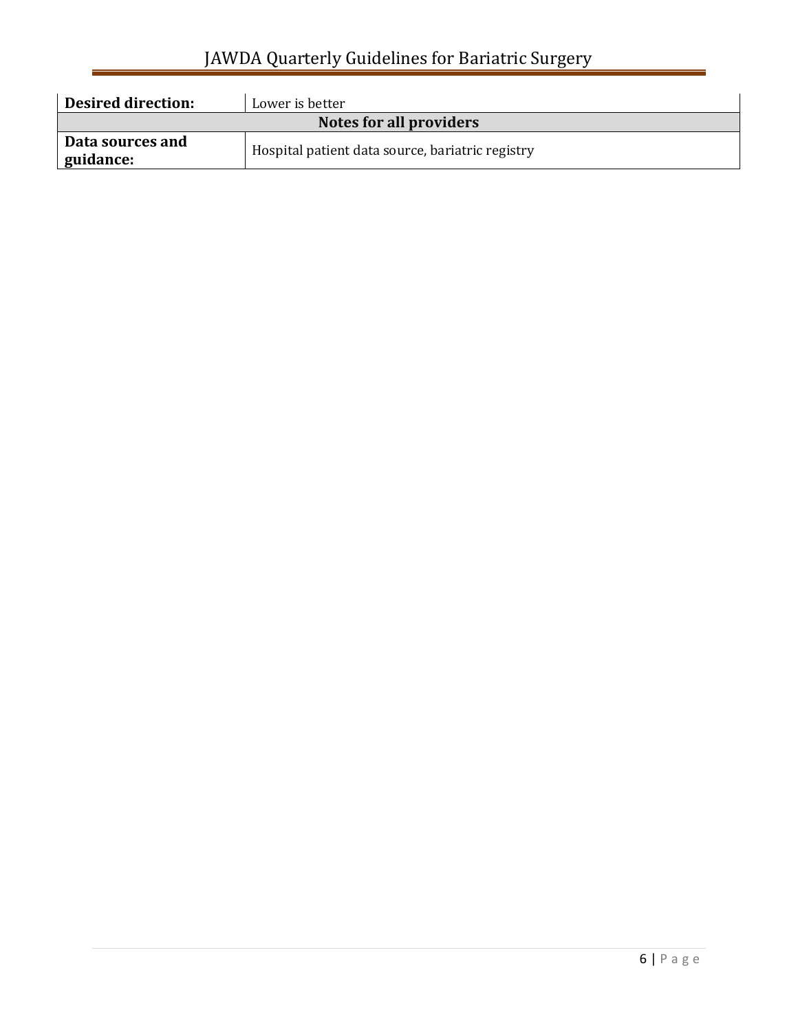| | |
|---|---|
| **Desired direction:** | Lower is better |
| **Notes for all providers** | |
| **Data sources and guidance:** | Hospital patient data source, bariatric registry |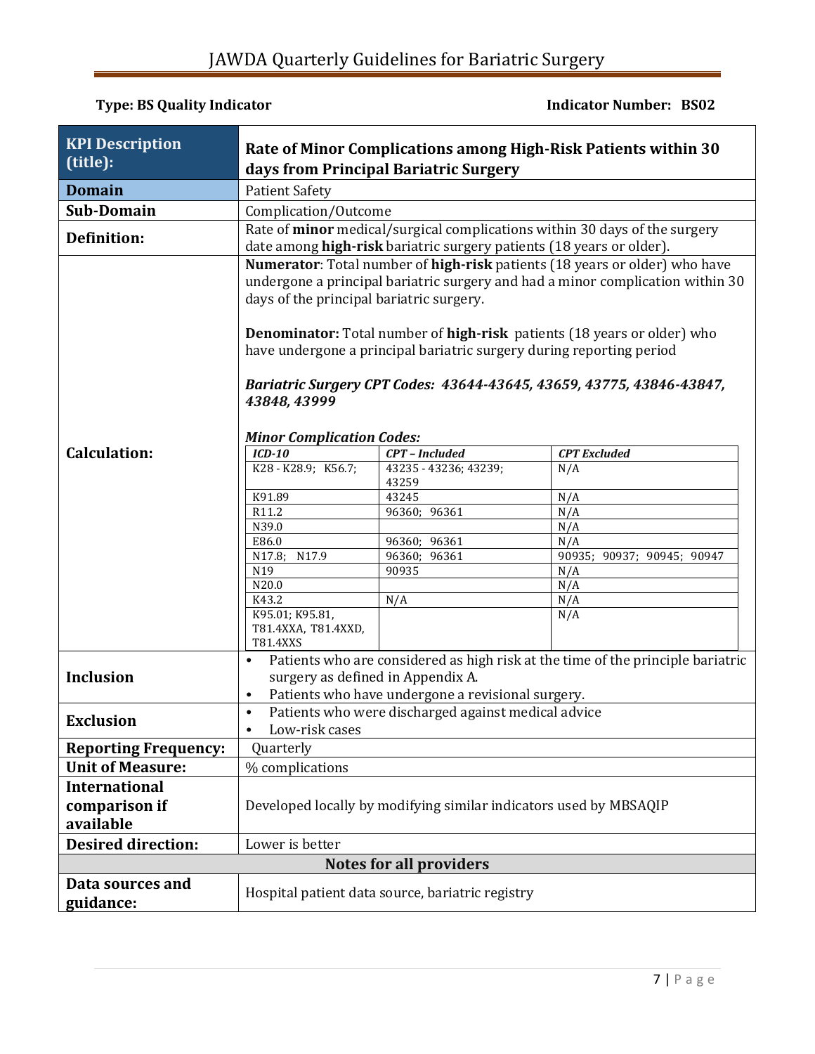**Type: BS Quality Indicator** | **Indicator Number: BS02**

| **KPI Description (title):** | **Rate of Minor Complications among High-Risk Patients within 30 days from Principal Bariatric Surgery** |
|---|---|
| **Domain** | Patient Safety |
| **Sub-Domain** | Complication/Outcome |
| **Definition:** | Rate of **minor** medical/surgical complications within 30 days of the surgery date among **high-risk** bariatric surgery patients (18 years or older). |
| **Calculation:** | **Numerator**: Total number of **high-risk** patients (18 years or older) who have undergone a principal bariatric surgery and had a minor complication within 30 days of the principal bariatric surgery.<br><br>**Denominator:** Total number of **high-risk** patients (18 years or older) who have undergone a principal bariatric surgery during reporting period<br><br>***Bariatric Surgery CPT Codes: 43644-43645, 43659, 43775, 43846-43847, 43848, 43999***<br><br>***Minor Complication Codes:*** (see table below) |
| **Inclusion** | • Patients who are considered as high risk at the time of the principle bariatric surgery as defined in Appendix A.<br>• Patients who have undergone a revisional surgery. |
| **Exclusion** | • Patients who were discharged against medical advice<br>• Low-risk cases |
| **Reporting Frequency:** | Quarterly |
| **Unit of Measure:** | % complications |
| **International comparison if available** | Developed locally by modifying similar indicators used by MBSAQIP |
| **Desired direction:** | Lower is better |
| **Notes for all providers** | |
| **Data sources and guidance:** | Hospital patient data source, bariatric registry |

***Minor Complication Codes:***

| *ICD-10* | *CPT – Included* | *CPT Excluded* |
|---|---|---|
| K28 - K28.9; K56.7; | 43235 - 43236; 43239; 43259 | N/A |
| K91.89 | 43245 | N/A |
| R11.2 | 96360; 96361 | N/A |
| N39.0 | | N/A |
| E86.0 | 96360; 96361 | N/A |
| N17.8; N17.9 | 96360; 96361 | 90935; 90937; 90945; 90947 |
| N19 | 90935 | N/A |
| N20.0 | | N/A |
| K43.2 | N/A | N/A |
| K95.01; K95.81, T81.4XXA, T81.4XXD, T81.4XXS | | N/A |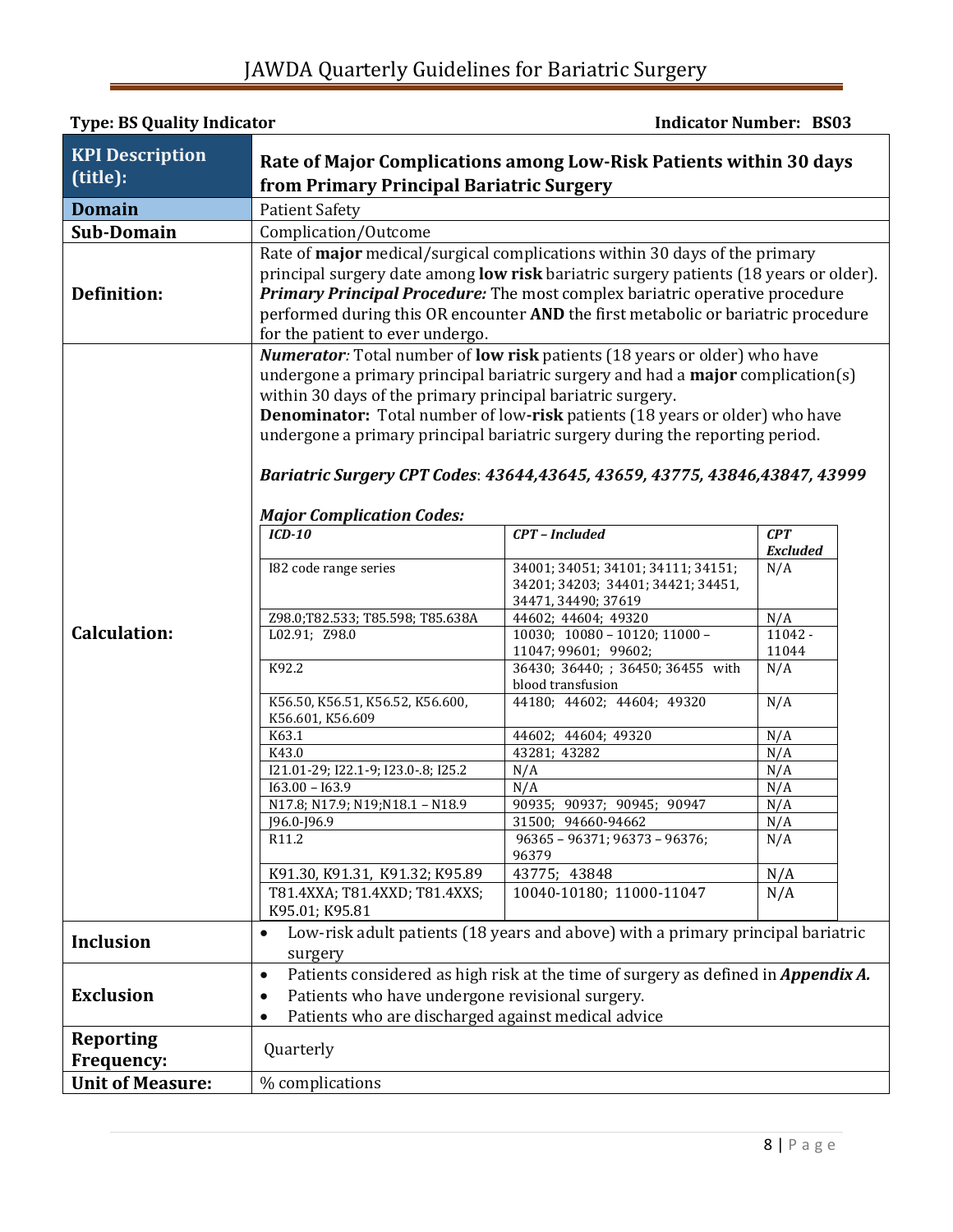**Type: BS Quality Indicator** **Indicator Number: BS03**

| **KPI Description (title):** | **Rate of Major Complications among Low-Risk Patients within 30 days from Primary Principal Bariatric Surgery** |
|---|---|
| **Domain** | Patient Safety |
| **Sub-Domain** | Complication/Outcome |
| **Definition:** | Rate of **major** medical/surgical complications within 30 days of the primary principal surgery date among **low risk** bariatric surgery patients (18 years or older). ***Primary Principal Procedure:*** The most complex bariatric operative procedure performed during this OR encounter **AND** the first metabolic or bariatric procedure for the patient to ever undergo. |
| **Calculation:** | ***Numerator:*** Total number of **low risk** patients (18 years or older) who have undergone a primary principal bariatric surgery and had a **major** complication(s) within 30 days of the primary principal bariatric surgery. **Denominator:** Total number of low-**risk** patients (18 years or older) who have undergone a primary principal bariatric surgery during the reporting period. ***Bariatric Surgery CPT Codes**: **43644,43645, 43659, 43775, 43846,43847, 43999*** ***Major Complication Codes:*** (see table below) |
| **Inclusion** | • Low-risk adult patients (18 years and above) with a primary principal bariatric surgery |
| **Exclusion** | • Patients considered as high risk at the time of surgery as defined in ***Appendix A.*** • Patients who have undergone revisional surgery. • Patients who are discharged against medical advice |
| **Reporting Frequency:** | Quarterly |
| **Unit of Measure:** | % complications |

***Major Complication Codes:***

| *ICD-10* | *CPT – Included* | *CPT Excluded* |
|---|---|---|
| I82 code range series | 34001; 34051; 34101; 34111; 34151; 34201; 34203; 34401; 34421; 34451, 34471, 34490; 37619 | N/A |
| Z98.0;T82.533; T85.598; T85.638A | 44602; 44604; 49320 | N/A |
| L02.91; Z98.0 | 10030; 10080 – 10120; 11000 – 11047; 99601; 99602; | 11042 - 11044 |
| K92.2 | 36430; 36440; ; 36450; 36455 with blood transfusion | N/A |
| K56.50, K56.51, K56.52, K56.600, K56.601, K56.609 | 44180; 44602; 44604; 49320 | N/A |
| K63.1 | 44602; 44604; 49320 | N/A |
| K43.0 | 43281; 43282 | N/A |
| I21.01-29; I22.1-9; I23.0-.8; I25.2 | N/A | N/A |
| I63.00 – I63.9 | N/A | N/A |
| N17.8; N17.9; N19;N18.1 – N18.9 | 90935; 90937; 90945; 90947 | N/A |
| J96.0-J96.9 | 31500; 94660-94662 | N/A |
| R11.2 | 96365 – 96371; 96373 – 96376; 96379 | N/A |
| K91.30, K91.31, K91.32; K95.89 | 43775; 43848 | N/A |
| T81.4XXA; T81.4XXD; T81.4XXS; K95.01; K95.81 | 10040-10180; 11000-11047 | N/A |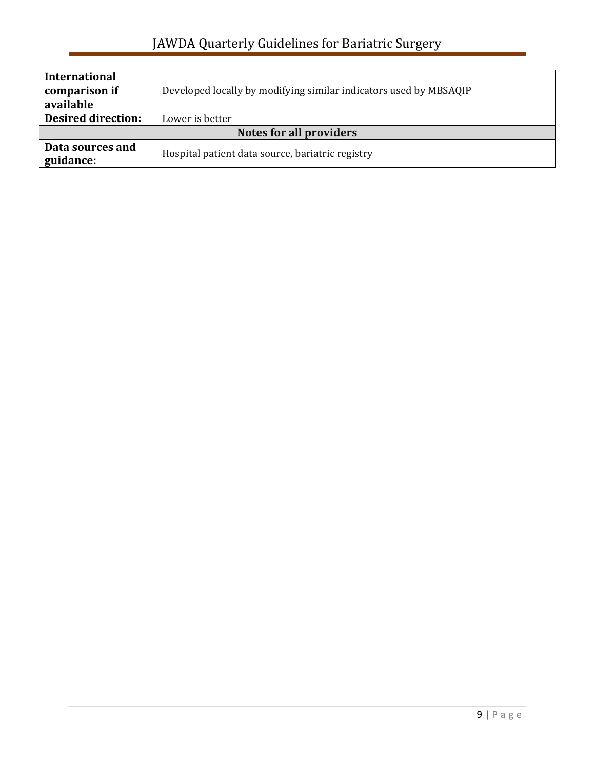| | |
|---|---|
| **International comparison if available** | Developed locally by modifying similar indicators used by MBSAQIP |
| **Desired direction:** | Lower is better |
| **Notes for all providers** | |
| **Data sources and guidance:** | Hospital patient data source, bariatric registry |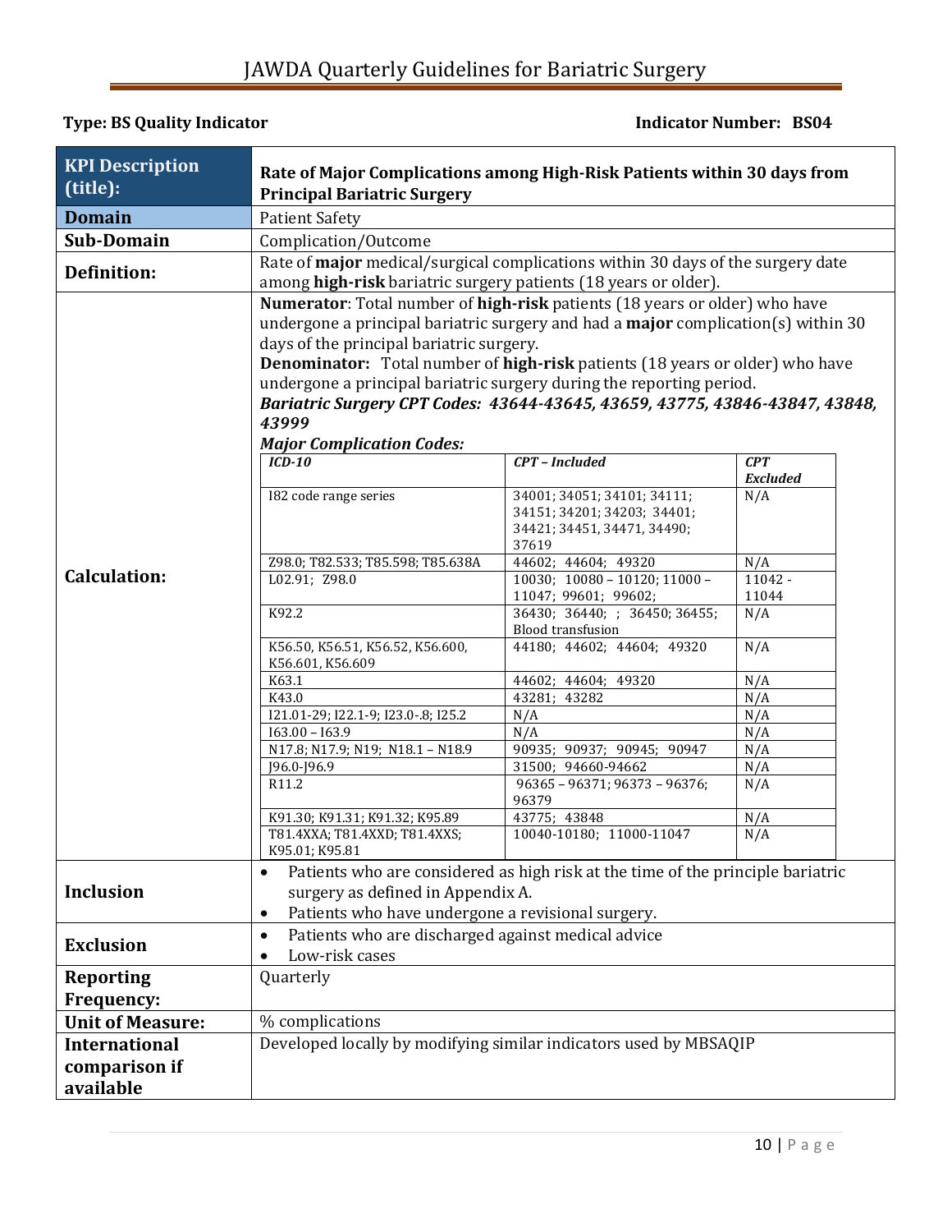**Type: BS Quality Indicator** **Indicator Number: BS04**

| | |
|---|---|
| **KPI Description (title):** | **Rate of Major Complications among High-Risk Patients within 30 days from Principal Bariatric Surgery** |
| **Domain** | Patient Safety |
| **Sub-Domain** | Complication/Outcome |
| **Definition:** | Rate of **major** medical/surgical complications within 30 days of the surgery date among **high-risk** bariatric surgery patients (18 years or older). |
| **Calculation:** | **Numerator**: Total number of **high-risk** patients (18 years or older) who have undergone a principal bariatric surgery and had a **major** complication(s) within 30 days of the principal bariatric surgery.<br>**Denominator:** Total number of **high-risk** patients (18 years or older) who have undergone a principal bariatric surgery during the reporting period.<br>***Bariatric Surgery CPT Codes: 43644-43645, 43659, 43775, 43846-43847, 43848, 43999***<br>***Major Complication Codes:*** (see table below) |
| **Inclusion** | • Patients who are considered as high risk at the time of the principle bariatric surgery as defined in Appendix A.<br>• Patients who have undergone a revisional surgery. |
| **Exclusion** | • Patients who are discharged against medical advice<br>• Low-risk cases |
| **Reporting Frequency:** | Quarterly |
| **Unit of Measure:** | % complications |
| **International comparison if available** | Developed locally by modifying similar indicators used by MBSAQIP |

***Major Complication Codes:***

| *ICD-10* | *CPT – Included* | *CPT Excluded* |
|---|---|---|
| I82 code range series | 34001; 34051; 34101; 34111; 34151; 34201; 34203; 34401; 34421; 34451, 34471, 34490; 37619 | N/A |
| Z98.0; T82.533; T85.598; T85.638A | 44602; 44604; 49320 | N/A |
| L02.91; Z98.0 | 10030; 10080 – 10120; 11000 – 11047; 99601; 99602; | 11042 - 11044 |
| K92.2 | 36430; 36440; ; 36450; 36455; Blood transfusion | N/A |
| K56.50, K56.51, K56.52, K56.600, K56.601, K56.609 | 44180; 44602; 44604; 49320 | N/A |
| K63.1 | 44602; 44604; 49320 | N/A |
| K43.0 | 43281; 43282 | N/A |
| I21.01-29; I22.1-9; I23.0-.8; I25.2 | N/A | N/A |
| I63.00 – I63.9 | N/A | N/A |
| N17.8; N17.9; N19; N18.1 – N18.9 | 90935; 90937; 90945; 90947 | N/A |
| J96.0-J96.9 | 31500; 94660-94662 | N/A |
| R11.2 | 96365 – 96371; 96373 – 96376; 96379 | N/A |
| K91.30; K91.31; K91.32; K95.89 | 43775; 43848 | N/A |
| T81.4XXA; T81.4XXD; T81.4XXS; K95.01; K95.81 | 10040-10180; 11000-11047 | N/A |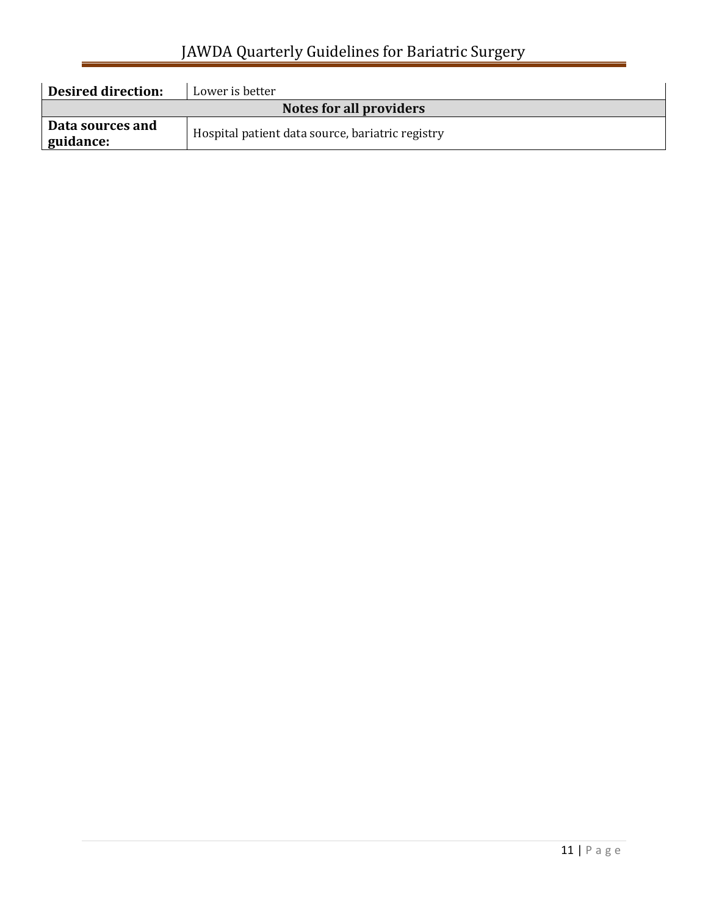| | |
|---|---|
| **Desired direction:** | Lower is better |
| **Notes for all providers** | |
| **Data sources and guidance:** | Hospital patient data source, bariatric registry |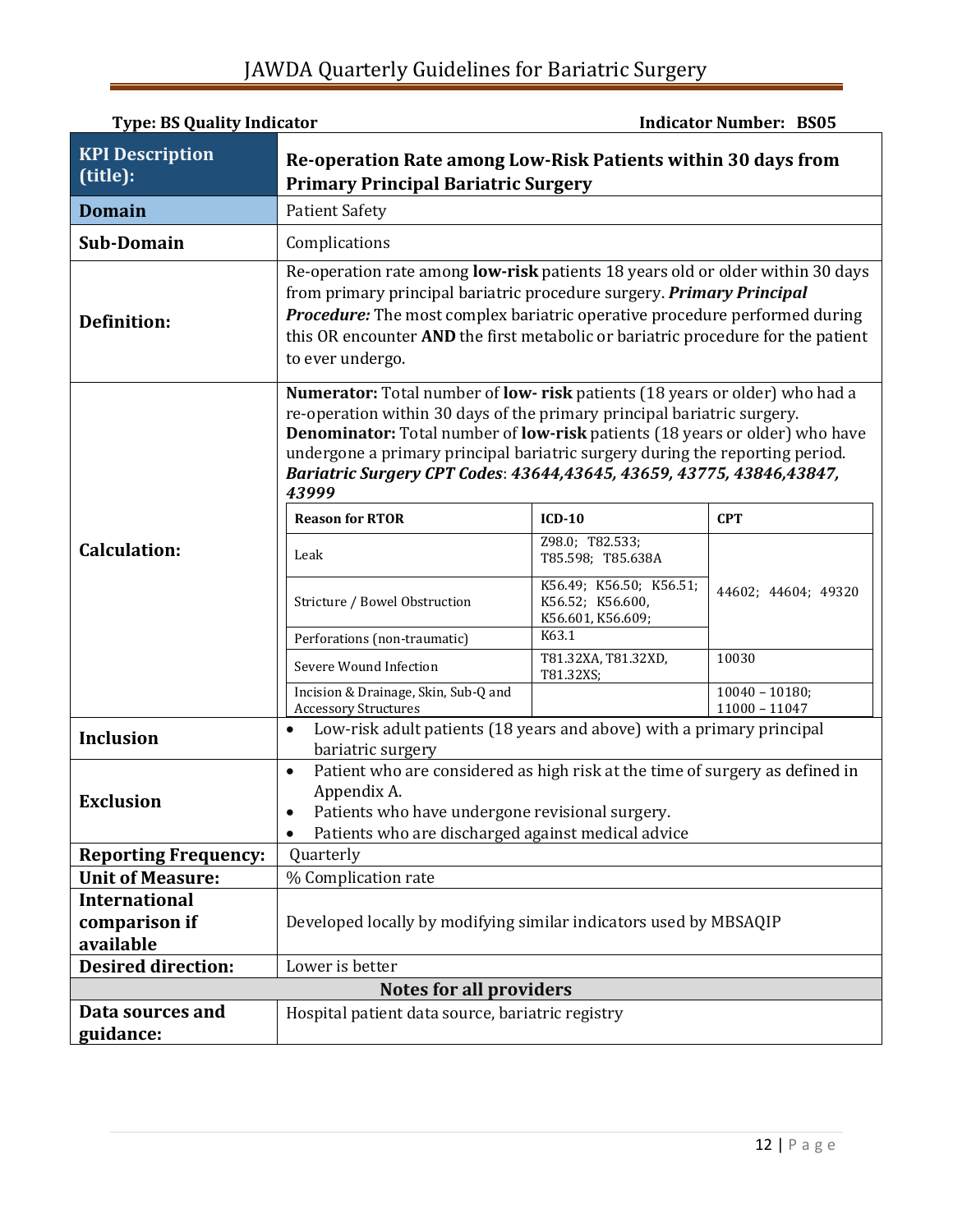**Type: BS Quality Indicator** **Indicator Number: BS05**

| **KPI Description (title):** | **Re-operation Rate among Low-Risk Patients within 30 days from Primary Principal Bariatric Surgery** |
|---|---|
| **Domain** | Patient Safety |
| **Sub-Domain** | Complications |
| **Definition:** | Re-operation rate among **low-risk** patients 18 years old or older within 30 days from primary principal bariatric procedure surgery. ***Primary Principal Procedure:*** The most complex bariatric operative procedure performed during this OR encounter **AND** the first metabolic or bariatric procedure for the patient to ever undergo. |
| **Calculation:** | **Numerator:** Total number of **low- risk** patients (18 years or older) who had a re-operation within 30 days of the primary principal bariatric surgery. **Denominator:** Total number of **low-risk** patients (18 years or older) who have undergone a primary principal bariatric surgery during the reporting period. ***Bariatric Surgery CPT Codes**: **43644,43645, 43659, 43775, 43846,43847, 43999*** |
| **Inclusion** | • Low-risk adult patients (18 years and above) with a primary principal bariatric surgery |
| **Exclusion** | • Patient who are considered as high risk at the time of surgery as defined in Appendix A. • Patients who have undergone revisional surgery. • Patients who are discharged against medical advice |
| **Reporting Frequency:** | Quarterly |
| **Unit of Measure:** | % Complication rate |
| **International comparison if available** | Developed locally by modifying similar indicators used by MBSAQIP |
| **Desired direction:** | Lower is better |
| **Notes for all providers** | |
| **Data sources and guidance:** | Hospital patient data source, bariatric registry |

| **Reason for RTOR** | **ICD-10** | **CPT** |
|---|---|---|
| Leak | Z98.0; T82.533; T85.598; T85.638A | 44602; 44604; 49320 |
| Stricture / Bowel Obstruction | K56.49; K56.50; K56.51; K56.52; K56.600, K56.601, K56.609; | 44602; 44604; 49320 |
| Perforations (non-traumatic) | K63.1 | 44602; 44604; 49320 |
| Severe Wound Infection | T81.32XA, T81.32XD, T81.32XS; | 10030 |
| Incision & Drainage, Skin, Sub-Q and Accessory Structures | | 10040 – 10180; 11000 – 11047 |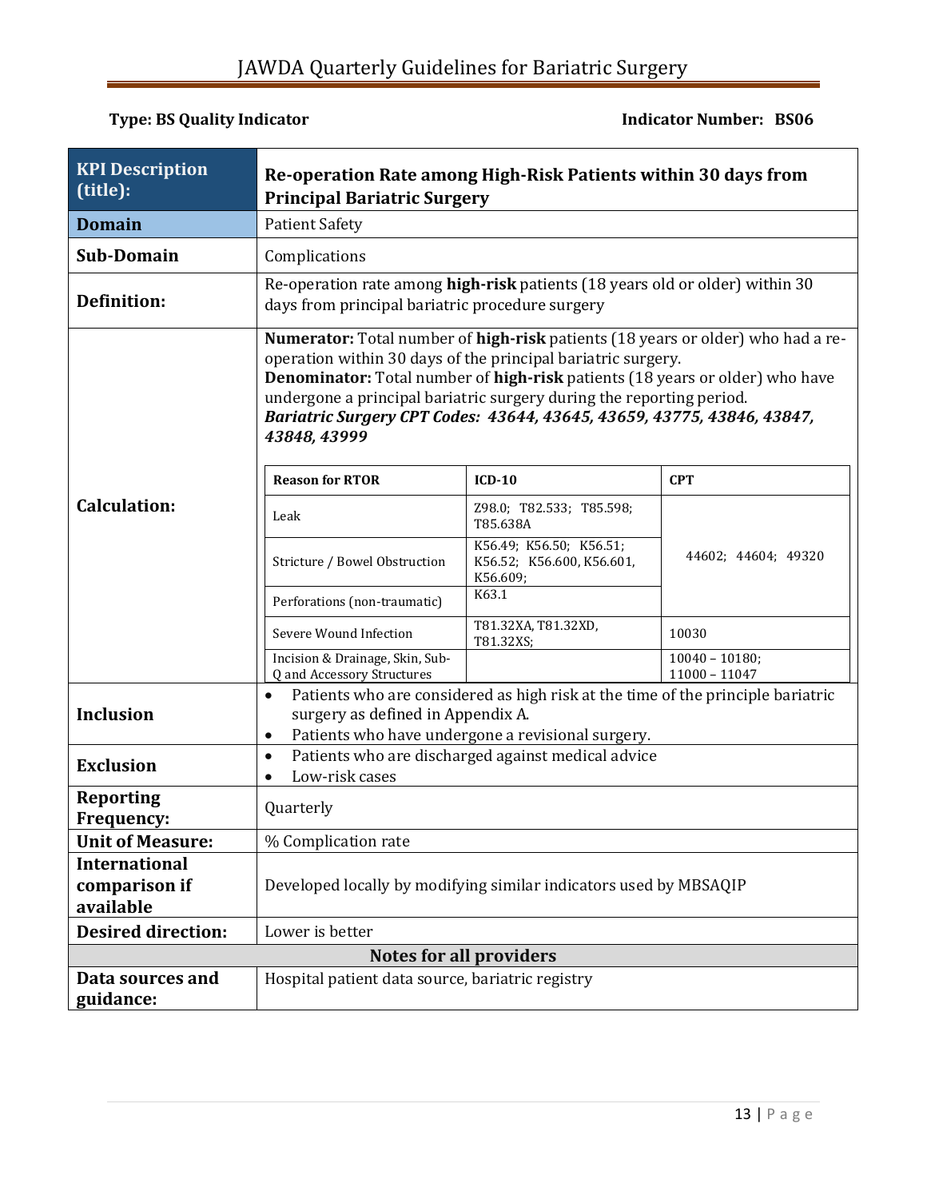**Type: BS Quality Indicator** **Indicator Number: BS06**

| **KPI Description (title):** | **Re-operation Rate among High-Risk Patients within 30 days from Principal Bariatric Surgery** |
|---|---|
| **Domain** | Patient Safety |
| **Sub-Domain** | Complications |
| **Definition:** | Re-operation rate among **high-risk** patients (18 years old or older) within 30 days from principal bariatric procedure surgery |
| **Calculation:** | **Numerator:** Total number of **high-risk** patients (18 years or older) who had a re-operation within 30 days of the principal bariatric surgery.<br>**Denominator:** Total number of **high-risk** patients (18 years or older) who have undergone a principal bariatric surgery during the reporting period.<br>***Bariatric Surgery CPT Codes: 43644, 43645, 43659, 43775, 43846, 43847, 43848, 43999*** |
| **Inclusion** | • Patients who are considered as high risk at the time of the principle bariatric surgery as defined in Appendix A.<br>• Patients who have undergone a revisional surgery. |
| **Exclusion** | • Patients who are discharged against medical advice<br>• Low-risk cases |
| **Reporting Frequency:** | Quarterly |
| **Unit of Measure:** | % Complication rate |
| **International comparison if available** | Developed locally by modifying similar indicators used by MBSAQIP |
| **Desired direction:** | Lower is better |
| **Notes for all providers** | |
| **Data sources and guidance:** | Hospital patient data source, bariatric registry |

Calculation (continued):

| **Reason for RTOR** | **ICD-10** | **CPT** |
|---|---|---|
| Leak | Z98.0; T82.533; T85.598; T85.638A | 44602; 44604; 49320 |
| Stricture / Bowel Obstruction | K56.49; K56.50; K56.51; K56.52; K56.600, K56.601, K56.609; | 44602; 44604; 49320 |
| Perforations (non-traumatic) | K63.1 | 44602; 44604; 49320 |
| Severe Wound Infection | T81.32XA, T81.32XD, T81.32XS; | 10030 |
| Incision & Drainage, Skin, Sub-Q and Accessory Structures | | 10040 – 10180; 11000 – 11047 |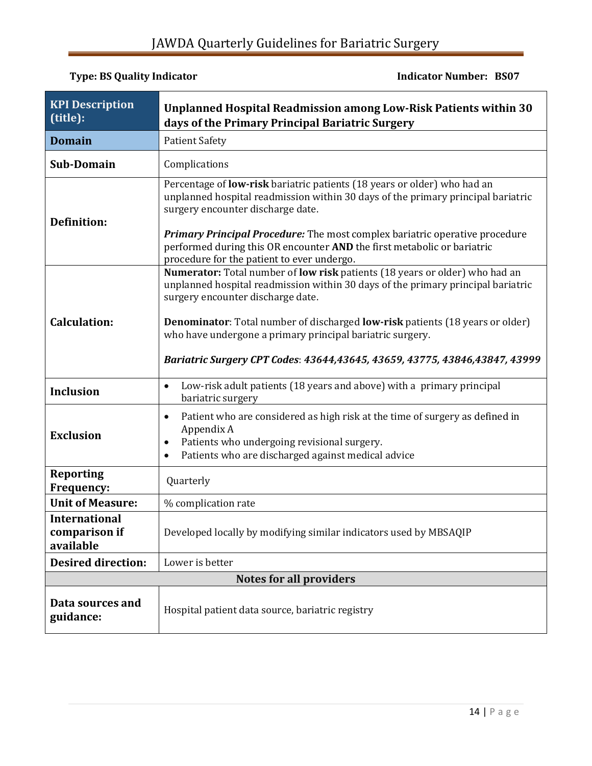**Type: BS Quality Indicator** **Indicator Number: BS07**

| **KPI Description (title):** | **Unplanned Hospital Readmission among Low-Risk Patients within 30 days of the Primary Principal Bariatric Surgery** |
|---|---|
| **Domain** | Patient Safety |
| **Sub-Domain** | Complications |
| **Definition:** | Percentage of **low-risk** bariatric patients (18 years or older) who had an unplanned hospital readmission within 30 days of the primary principal bariatric surgery encounter discharge date.<br><br>***Primary Principal Procedure:*** The most complex bariatric operative procedure performed during this OR encounter **AND** the first metabolic or bariatric procedure for the patient to ever undergo. |
| **Calculation:** | **Numerator:** Total number of **low risk** patients (18 years or older) who had an unplanned hospital readmission within 30 days of the primary principal bariatric surgery encounter discharge date.<br><br>**Denominator**: Total number of discharged **low-risk** patients (18 years or older) who have undergone a primary principal bariatric surgery.<br><br>***Bariatric Surgery CPT Codes*: *43644,43645, 43659, 43775, 43846,43847, 43999*** |
| **Inclusion** | • Low-risk adult patients (18 years and above) with a primary principal bariatric surgery |
| **Exclusion** | • Patient who are considered as high risk at the time of surgery as defined in Appendix A<br>• Patients who undergoing revisional surgery.<br>• Patients who are discharged against medical advice |
| **Reporting Frequency:** | Quarterly |
| **Unit of Measure:** | % complication rate |
| **International comparison if available** | Developed locally by modifying similar indicators used by MBSAQIP |
| **Desired direction:** | Lower is better |
| **Notes for all providers** | |
| **Data sources and guidance:** | Hospital patient data source, bariatric registry |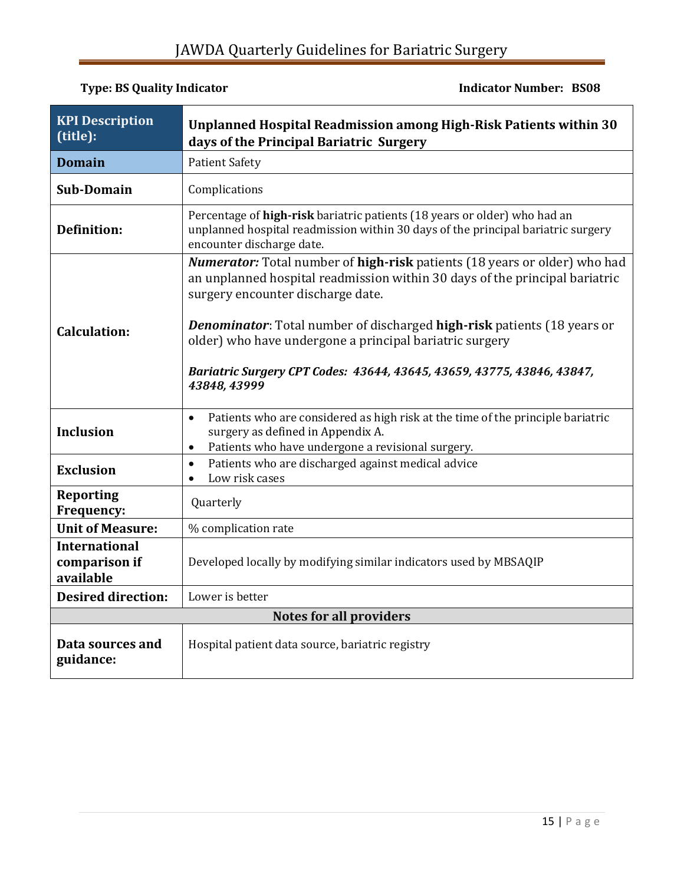**Type: BS Quality Indicator** **Indicator Number: BS08**

| **KPI Description (title):** | **Unplanned Hospital Readmission among High-Risk Patients within 30 days of the Principal Bariatric Surgery** |
|---|---|
| **Domain** | Patient Safety |
| **Sub-Domain** | Complications |
| **Definition:** | Percentage of **high-risk** bariatric patients (18 years or older) who had an unplanned hospital readmission within 30 days of the principal bariatric surgery encounter discharge date. |
| **Calculation:** | ***Numerator:*** Total number of **high-risk** patients (18 years or older) who had an unplanned hospital readmission within 30 days of the principal bariatric surgery encounter discharge date.<br><br>***Denominator***: Total number of discharged **high-risk** patients (18 years or older) who have undergone a principal bariatric surgery<br><br>***Bariatric Surgery CPT Codes: 43644, 43645, 43659, 43775, 43846, 43847, 43848, 43999*** |
| **Inclusion** | • Patients who are considered as high risk at the time of the principle bariatric surgery as defined in Appendix A.<br>• Patients who have undergone a revisional surgery. |
| **Exclusion** | • Patients who are discharged against medical advice<br>• Low risk cases |
| **Reporting Frequency:** | Quarterly |
| **Unit of Measure:** | % complication rate |
| **International comparison if available** | Developed locally by modifying similar indicators used by MBSAQIP |
| **Desired direction:** | Lower is better |
| **Notes for all providers** | |
| **Data sources and guidance:** | Hospital patient data source, bariatric registry |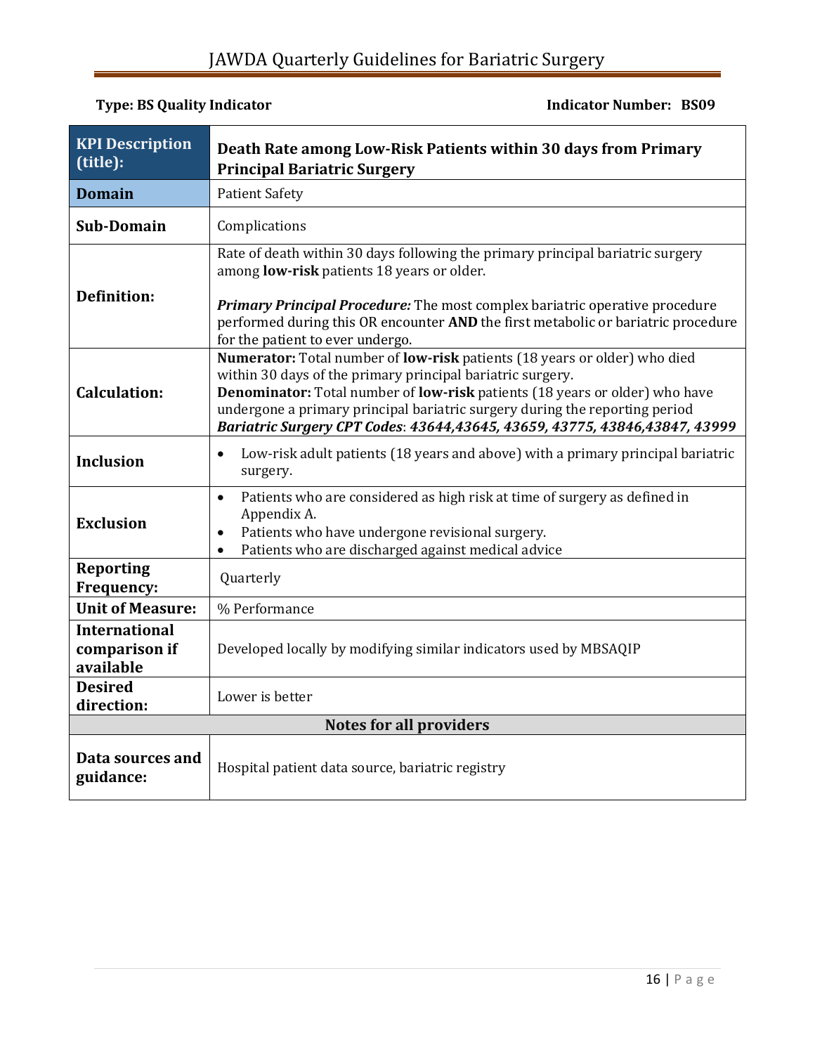**Type: BS Quality Indicator** **Indicator Number: BS09**

| **KPI Description (title):** | **Death Rate among Low-Risk Patients within 30 days from Primary Principal Bariatric Surgery** |
|---|---|
| **Domain** | Patient Safety |
| **Sub-Domain** | Complications |
| **Definition:** | Rate of death within 30 days following the primary principal bariatric surgery among **low-risk** patients 18 years or older.<br><br>***Primary Principal Procedure:*** The most complex bariatric operative procedure performed during this OR encounter **AND** the first metabolic or bariatric procedure for the patient to ever undergo. |
| **Calculation:** | **Numerator:** Total number of **low-risk** patients (18 years or older) who died within 30 days of the primary principal bariatric surgery.<br>**Denominator:** Total number of **low-risk** patients (18 years or older) who have undergone a primary principal bariatric surgery during the reporting period<br>***Bariatric Surgery CPT Codes***: ***43644,43645, 43659, 43775, 43846,43847, 43999*** |
| **Inclusion** | • Low-risk adult patients (18 years and above) with a primary principal bariatric surgery. |
| **Exclusion** | • Patients who are considered as high risk at time of surgery as defined in Appendix A.<br>• Patients who have undergone revisional surgery.<br>• Patients who are discharged against medical advice |
| **Reporting Frequency:** | Quarterly |
| **Unit of Measure:** | % Performance |
| **International comparison if available** | Developed locally by modifying similar indicators used by MBSAQIP |
| **Desired direction:** | Lower is better |
| **Notes for all providers** | |
| **Data sources and guidance:** | Hospital patient data source, bariatric registry |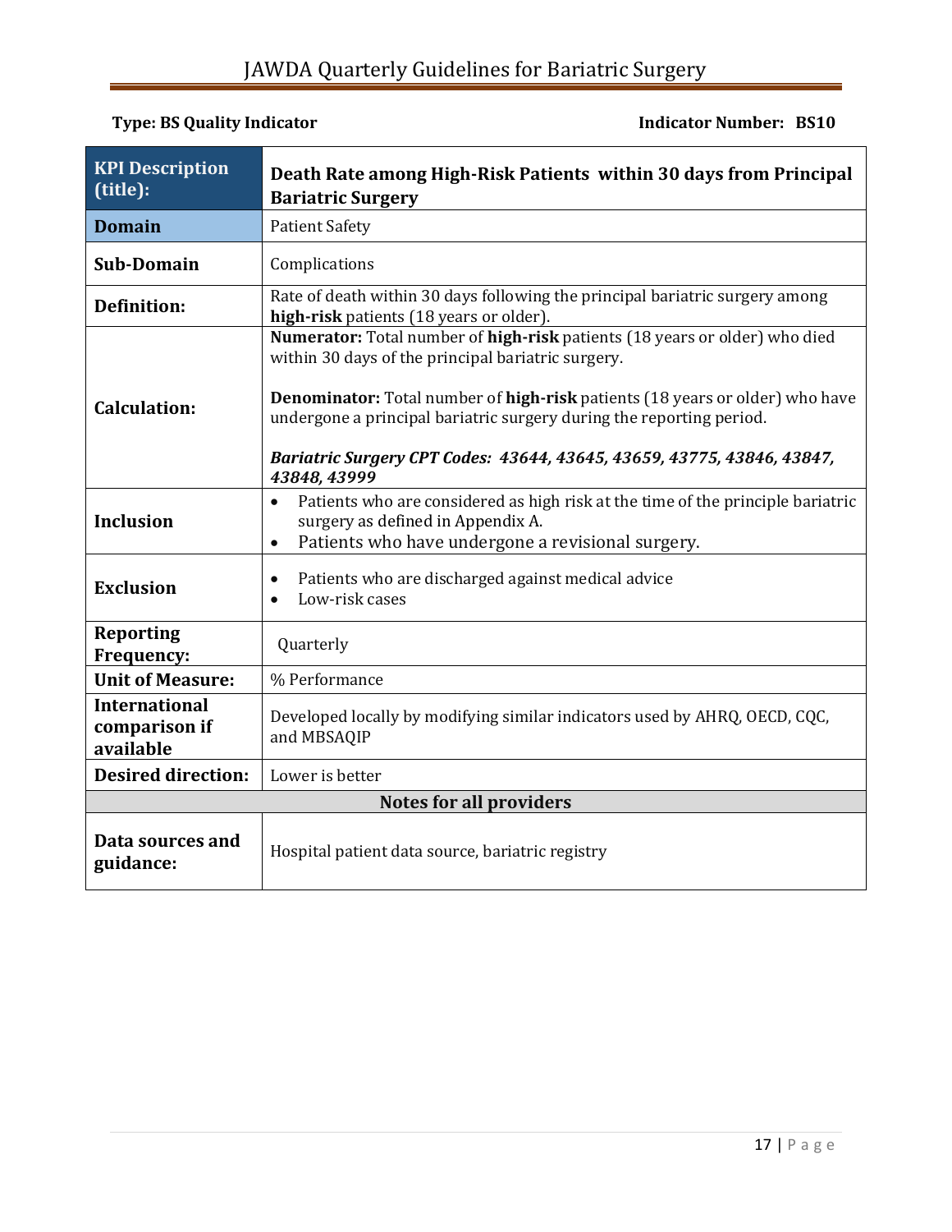**Type: BS Quality Indicator** **Indicator Number: BS10**

| **KPI Description (title):** | **Death Rate among High-Risk Patients within 30 days from Principal Bariatric Surgery** |
|---|---|
| **Domain** | Patient Safety |
| **Sub-Domain** | Complications |
| **Definition:** | Rate of death within 30 days following the principal bariatric surgery among **high-risk** patients (18 years or older). |
| **Calculation:** | **Numerator:** Total number of **high-risk** patients (18 years or older) who died within 30 days of the principal bariatric surgery.<br><br>**Denominator:** Total number of **high-risk** patients (18 years or older) who have undergone a principal bariatric surgery during the reporting period.<br><br>***Bariatric Surgery CPT Codes: 43644, 43645, 43659, 43775, 43846, 43847, 43848, 43999*** |
| **Inclusion** | • Patients who are considered as high risk at the time of the principle bariatric surgery as defined in Appendix A.<br>• Patients who have undergone a revisional surgery. |
| **Exclusion** | • Patients who are discharged against medical advice<br>• Low-risk cases |
| **Reporting Frequency:** | Quarterly |
| **Unit of Measure:** | % Performance |
| **International comparison if available** | Developed locally by modifying similar indicators used by AHRQ, OECD, CQC, and MBSAQIP |
| **Desired direction:** | Lower is better |
| **Notes for all providers** | |
| **Data sources and guidance:** | Hospital patient data source, bariatric registry |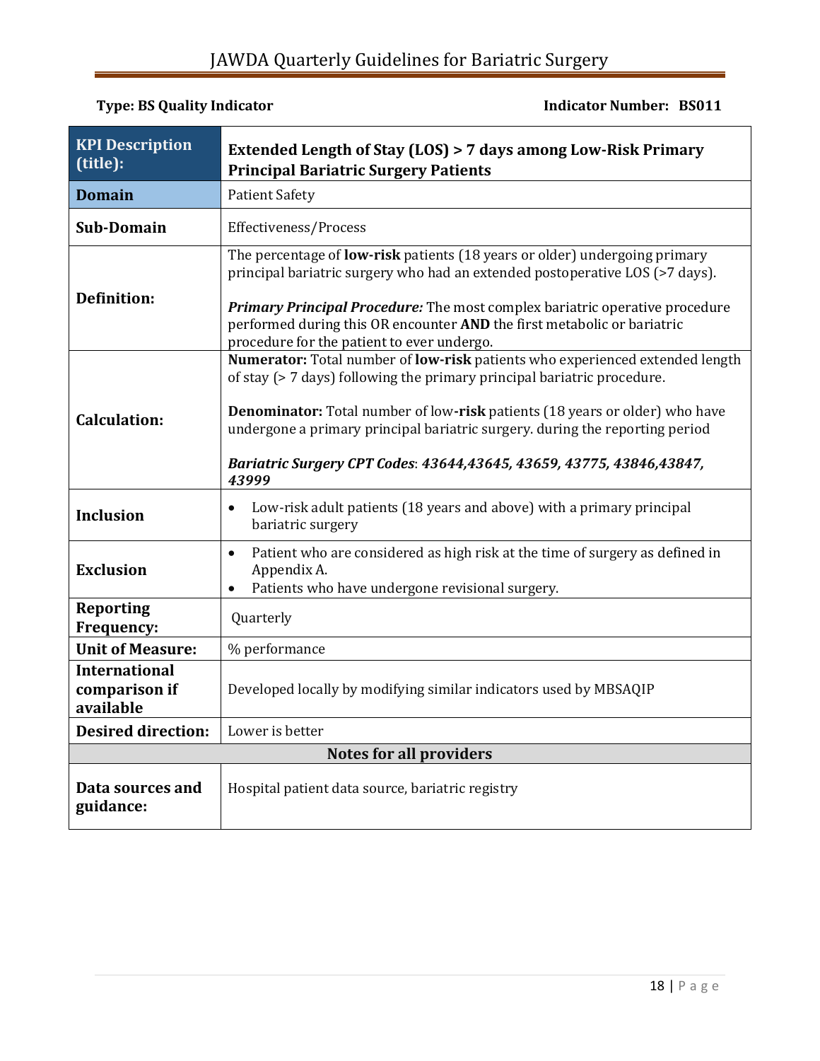**Type: BS Quality Indicator** **Indicator Number: BS011**

| **KPI Description (title):** | **Extended Length of Stay (LOS) > 7 days among Low-Risk Primary Principal Bariatric Surgery Patients** |
|---|---|
| **Domain** | Patient Safety |
| **Sub-Domain** | Effectiveness/Process |
| **Definition:** | The percentage of **low-risk** patients (18 years or older) undergoing primary principal bariatric surgery who had an extended postoperative LOS (>7 days).<br><br>***Primary Principal Procedure:*** The most complex bariatric operative procedure performed during this OR encounter **AND** the first metabolic or bariatric procedure for the patient to ever undergo. |
| **Calculation:** | **Numerator:** Total number of **low-risk** patients who experienced extended length of stay (> 7 days) following the primary principal bariatric procedure.<br><br>**Denominator:** Total number of low-**risk** patients (18 years or older) who have undergone a primary principal bariatric surgery. during the reporting period<br><br>***Bariatric Surgery CPT Codes**: **43644,43645, 43659, 43775, 43846,43847, 43999*** |
| **Inclusion** | • Low-risk adult patients (18 years and above) with a primary principal bariatric surgery |
| **Exclusion** | • Patient who are considered as high risk at the time of surgery as defined in Appendix A.<br>• Patients who have undergone revisional surgery. |
| **Reporting Frequency:** | Quarterly |
| **Unit of Measure:** | % performance |
| **International comparison if available** | Developed locally by modifying similar indicators used by MBSAQIP |
| **Desired direction:** | Lower is better |
| **Notes for all providers** | |
| **Data sources and guidance:** | Hospital patient data source, bariatric registry |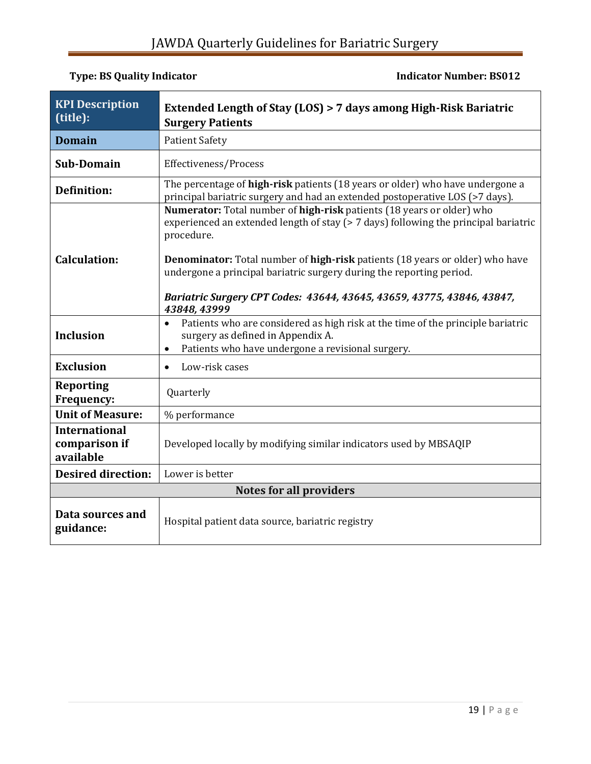**Type: BS Quality Indicator** **Indicator Number: BS012**

| **KPI Description (title):** | **Extended Length of Stay (LOS) > 7 days among High-Risk Bariatric Surgery Patients** |
|---|---|
| **Domain** | Patient Safety |
| **Sub-Domain** | Effectiveness/Process |
| **Definition:** | The percentage of **high-risk** patients (18 years or older) who have undergone a principal bariatric surgery and had an extended postoperative LOS (>7 days). |
| **Calculation:** | **Numerator:** Total number of **high-risk** patients (18 years or older) who experienced an extended length of stay (> 7 days) following the principal bariatric procedure.<br><br>**Denominator:** Total number of **high-risk** patients (18 years or older) who have undergone a principal bariatric surgery during the reporting period.<br><br>***Bariatric Surgery CPT Codes: 43644, 43645, 43659, 43775, 43846, 43847, 43848, 43999*** |
| **Inclusion** | • Patients who are considered as high risk at the time of the principle bariatric surgery as defined in Appendix A.<br>• Patients who have undergone a revisional surgery. |
| **Exclusion** | • Low-risk cases |
| **Reporting Frequency:** | Quarterly |
| **Unit of Measure:** | % performance |
| **International comparison if available** | Developed locally by modifying similar indicators used by MBSAQIP |
| **Desired direction:** | Lower is better |
| **Notes for all providers** | |
| **Data sources and guidance:** | Hospital patient data source, bariatric registry |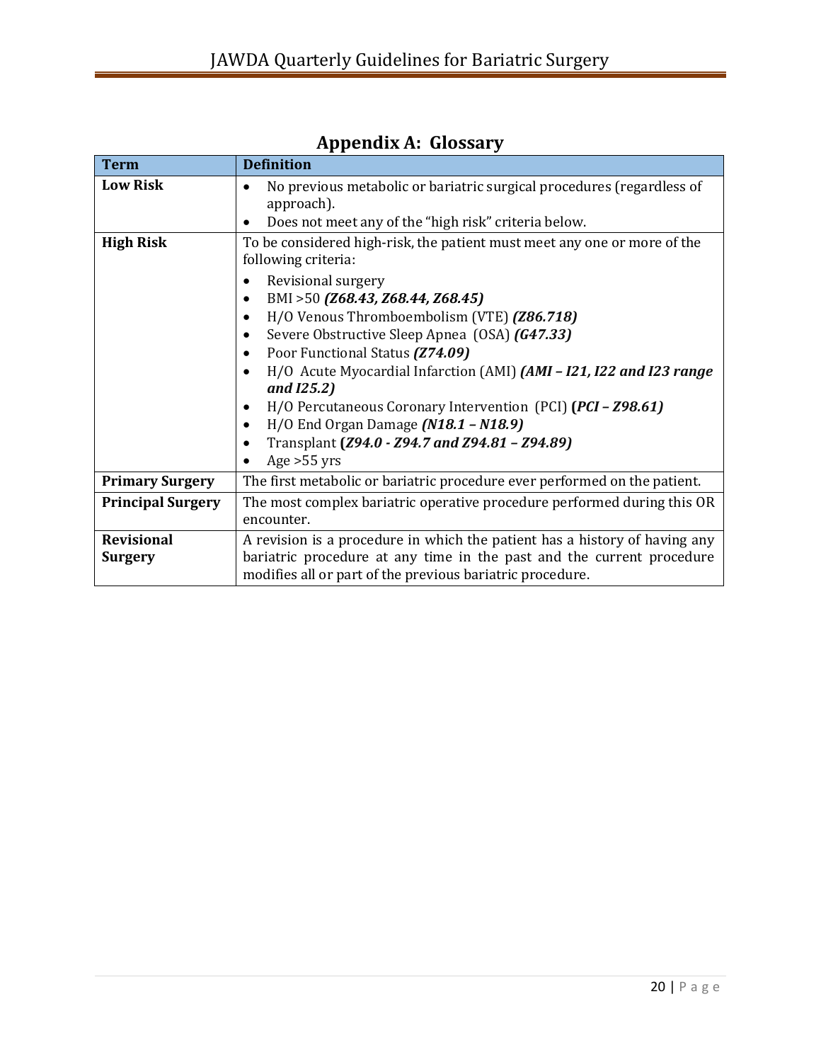## Appendix A: Glossary

| Term | Definition |
|---|---|
| **Low Risk** | • No previous metabolic or bariatric surgical procedures (regardless of approach).<br>• Does not meet any of the "high risk" criteria below. |
| **High Risk** | To be considered high-risk, the patient must meet any one or more of the following criteria:<br>• Revisional surgery<br>• BMI >50 ***(Z68.43, Z68.44, Z68.45)***<br>• H/O Venous Thromboembolism (VTE) ***(Z86.718)***<br>• Severe Obstructive Sleep Apnea (OSA) ***(G47.33)***<br>• Poor Functional Status ***(Z74.09)***<br>• H/O Acute Myocardial Infarction (AMI) ***(AMI – I21, I22 and I23 range and I25.2)***<br>• H/O Percutaneous Coronary Intervention (PCI) **(*PCI – Z98.61)***<br>• H/O End Organ Damage ***(N18.1 – N18.9)***<br>• Transplant **(*Z94.0 - Z94.7 and Z94.81 – Z94.89)***<br>• Age >55 yrs |
| **Primary Surgery** | The first metabolic or bariatric procedure ever performed on the patient. |
| **Principal Surgery** | The most complex bariatric operative procedure performed during this OR encounter. |
| **Revisional Surgery** | A revision is a procedure in which the patient has a history of having any bariatric procedure at any time in the past and the current procedure modifies all or part of the previous bariatric procedure. |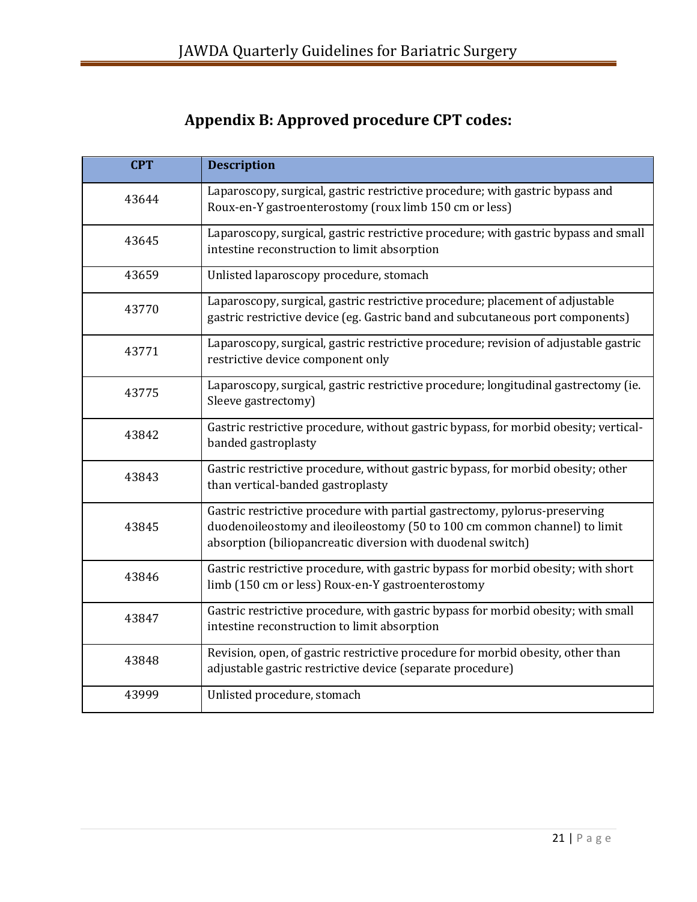## Appendix B: Approved procedure CPT codes:

| CPT | Description |
|---|---|
| 43644 | Laparoscopy, surgical, gastric restrictive procedure; with gastric bypass and Roux-en-Y gastroenterostomy (roux limb 150 cm or less) |
| 43645 | Laparoscopy, surgical, gastric restrictive procedure; with gastric bypass and small intestine reconstruction to limit absorption |
| 43659 | Unlisted laparoscopy procedure, stomach |
| 43770 | Laparoscopy, surgical, gastric restrictive procedure; placement of adjustable gastric restrictive device (eg. Gastric band and subcutaneous port components) |
| 43771 | Laparoscopy, surgical, gastric restrictive procedure; revision of adjustable gastric restrictive device component only |
| 43775 | Laparoscopy, surgical, gastric restrictive procedure; longitudinal gastrectomy (ie. Sleeve gastrectomy) |
| 43842 | Gastric restrictive procedure, without gastric bypass, for morbid obesity; vertical-banded gastroplasty |
| 43843 | Gastric restrictive procedure, without gastric bypass, for morbid obesity; other than vertical-banded gastroplasty |
| 43845 | Gastric restrictive procedure with partial gastrectomy, pylorus-preserving duodenoileostomy and ileoileostomy (50 to 100 cm common channel) to limit absorption (biliopancreatic diversion with duodenal switch) |
| 43846 | Gastric restrictive procedure, with gastric bypass for morbid obesity; with short limb (150 cm or less) Roux-en-Y gastroenterostomy |
| 43847 | Gastric restrictive procedure, with gastric bypass for morbid obesity; with small intestine reconstruction to limit absorption |
| 43848 | Revision, open, of gastric restrictive procedure for morbid obesity, other than adjustable gastric restrictive device (separate procedure) |
| 43999 | Unlisted procedure, stomach |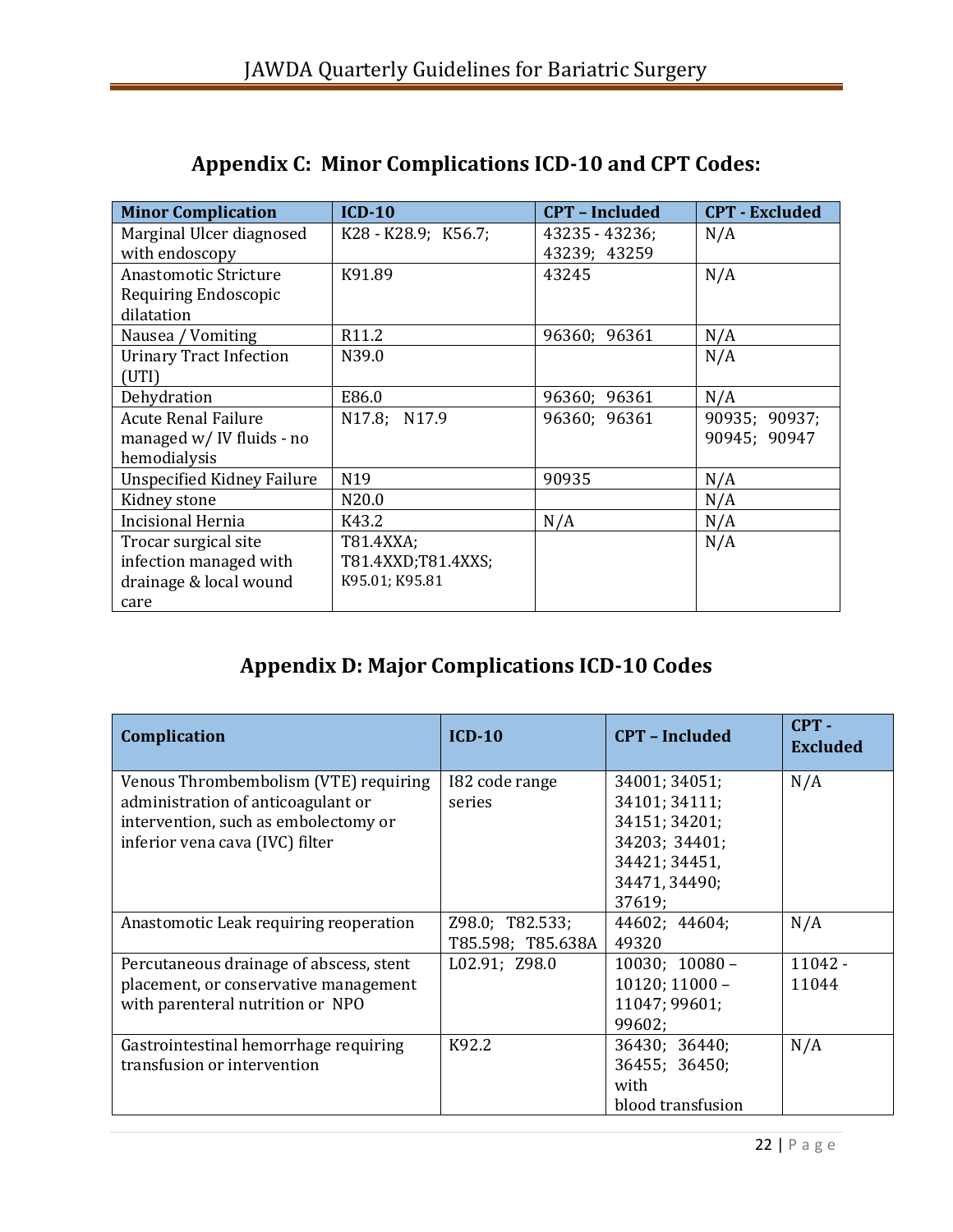## Appendix C: Minor Complications ICD-10 and CPT Codes:

| Minor Complication | ICD-10 | CPT – Included | CPT - Excluded |
|---|---|---|---|
| Marginal Ulcer diagnosed with endoscopy | K28 - K28.9; K56.7; | 43235 - 43236; 43239; 43259 | N/A |
| Anastomotic Stricture Requiring Endoscopic dilatation | K91.89 | 43245 | N/A |
| Nausea / Vomiting | R11.2 | 96360; 96361 | N/A |
| Urinary Tract Infection (UTI) | N39.0 | | N/A |
| Dehydration | E86.0 | 96360; 96361 | N/A |
| Acute Renal Failure managed w/ IV fluids - no hemodialysis | N17.8; N17.9 | 96360; 96361 | 90935; 90937; 90945; 90947 |
| Unspecified Kidney Failure | N19 | 90935 | N/A |
| Kidney stone | N20.0 | | N/A |
| Incisional Hernia | K43.2 | N/A | N/A |
| Trocar surgical site infection managed with drainage & local wound care | T81.4XXA; T81.4XXD;T81.4XXS; K95.01; K95.81 | | N/A |

## Appendix D: Major Complications ICD-10 Codes

| Complication | ICD-10 | CPT – Included | CPT - Excluded |
|---|---|---|---|
| Venous Thrombembolism (VTE) requiring administration of anticoagulant or intervention, such as embolectomy or inferior vena cava (IVC) filter | I82 code range series | 34001; 34051; 34101; 34111; 34151; 34201; 34203; 34401; 34421; 34451, 34471, 34490; 37619; | N/A |
| Anastomotic Leak requiring reoperation | Z98.0; T82.533; T85.598; T85.638A | 44602; 44604; 49320 | N/A |
| Percutaneous drainage of abscess, stent placement, or conservative management with parenteral nutrition or NPO | L02.91; Z98.0 | 10030; 10080 – 10120; 11000 – 11047; 99601; 99602; | 11042 - 11044 |
| Gastrointestinal hemorrhage requiring transfusion or intervention | K92.2 | 36430; 36440; 36455; 36450; with blood transfusion | N/A |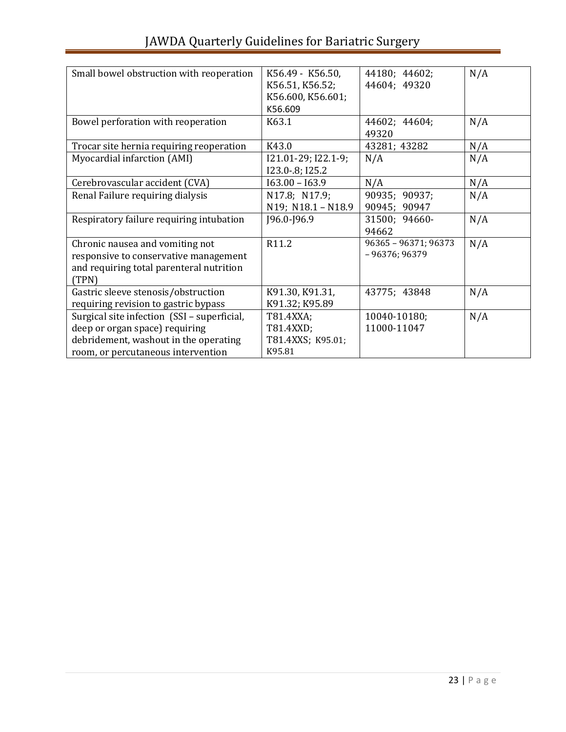| Small bowel obstruction with reoperation | K56.49 - K56.50, K56.51, K56.52; K56.600, K56.601; K56.609 | 44180; 44602; 44604; 49320 | N/A |
|---|---|---|---|
| Bowel perforation with reoperation | K63.1 | 44602; 44604; 49320 | N/A |
| Trocar site hernia requiring reoperation | K43.0 | 43281; 43282 | N/A |
| Myocardial infarction (AMI) | I21.01-29; I22.1-9; I23.0-.8; I25.2 | N/A | N/A |
| Cerebrovascular accident (CVA) | I63.00 – I63.9 | N/A | N/A |
| Renal Failure requiring dialysis | N17.8; N17.9; N19; N18.1 – N18.9 | 90935; 90937; 90945; 90947 | N/A |
| Respiratory failure requiring intubation | J96.0-J96.9 | 31500; 94660-94662 | N/A |
| Chronic nausea and vomiting not responsive to conservative management and requiring total parenteral nutrition (TPN) | R11.2 | 96365 – 96371; 96373 – 96376; 96379 | N/A |
| Gastric sleeve stenosis/obstruction requiring revision to gastric bypass | K91.30, K91.31, K91.32; K95.89 | 43775; 43848 | N/A |
| Surgical site infection (SSI – superficial, deep or organ space) requiring debridement, washout in the operating room, or percutaneous intervention | T81.4XXA; T81.4XXD; T81.4XXS; K95.01; K95.81 | 10040-10180; 11000-11047 | N/A |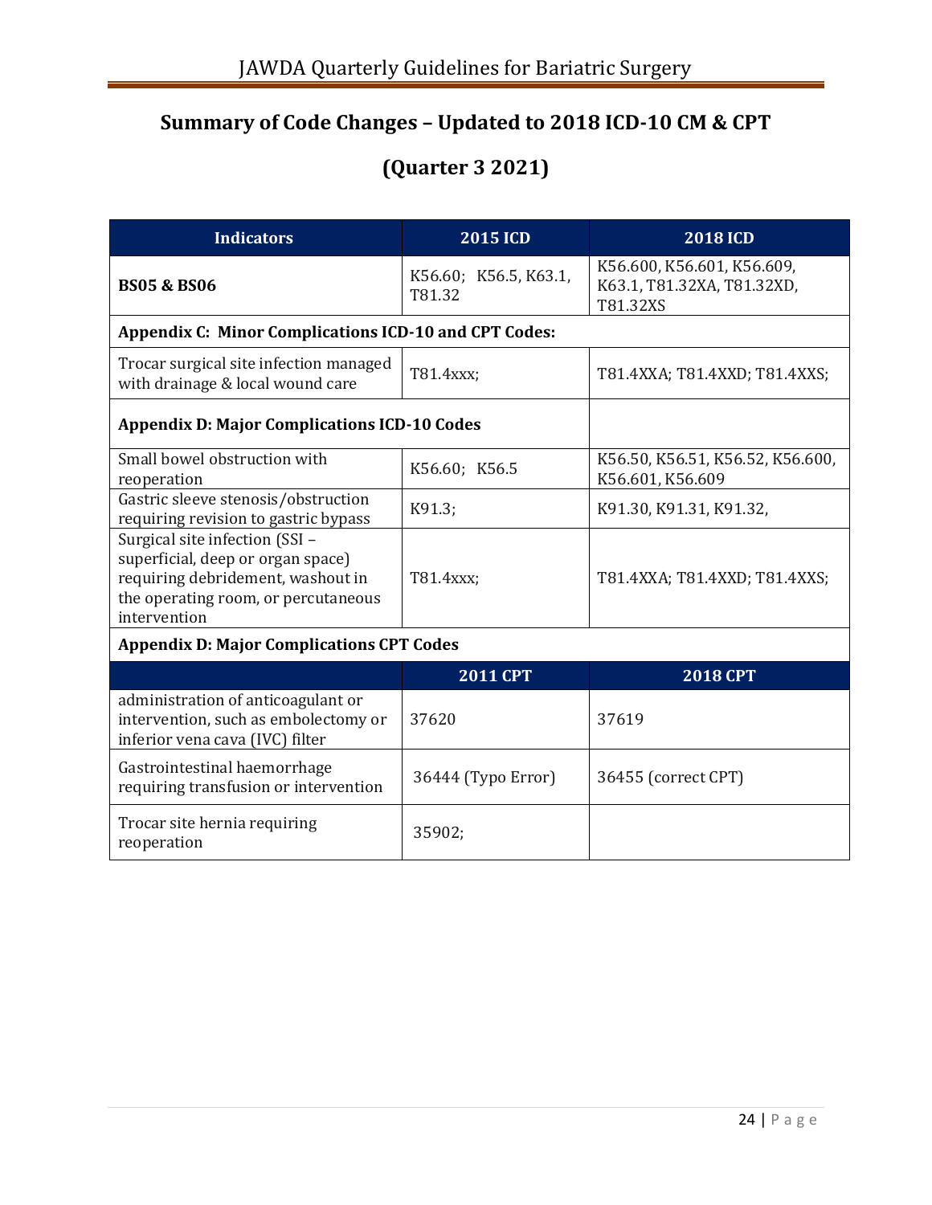## Summary of Code Changes – Updated to 2018 ICD-10 CM & CPT

## (Quarter 3 2021)

| Indicators | 2015 ICD | 2018 ICD |
|---|---|---|
| **BS05 & BS06** | K56.60; K56.5, K63.1, T81.32 | K56.600, K56.601, K56.609, K63.1, T81.32XA, T81.32XD, T81.32XS |
| **Appendix C: Minor Complications ICD-10 and CPT Codes:** | | |
| Trocar surgical site infection managed with drainage & local wound care | T81.4xxx; | T81.4XXA; T81.4XXD; T81.4XXS; |
| **Appendix D: Major Complications ICD-10 Codes** | | |
| Small bowel obstruction with reoperation | K56.60; K56.5 | K56.50, K56.51, K56.52, K56.600, K56.601, K56.609 |
| Gastric sleeve stenosis/obstruction requiring revision to gastric bypass | K91.3; | K91.30, K91.31, K91.32, |
| Surgical site infection (SSI – superficial, deep or organ space) requiring debridement, washout in the operating room, or percutaneous intervention | T81.4xxx; | T81.4XXA; T81.4XXD; T81.4XXS; |
| **Appendix D: Major Complications CPT Codes** | | |
| | **2011 CPT** | **2018 CPT** |
| administration of anticoagulant or intervention, such as embolectomy or inferior vena cava (IVC) filter | 37620 | 37619 |
| Gastrointestinal haemorrhage requiring transfusion or intervention | 36444 (Typo Error) | 36455 (correct CPT) |
| Trocar site hernia requiring reoperation | 35902; | |